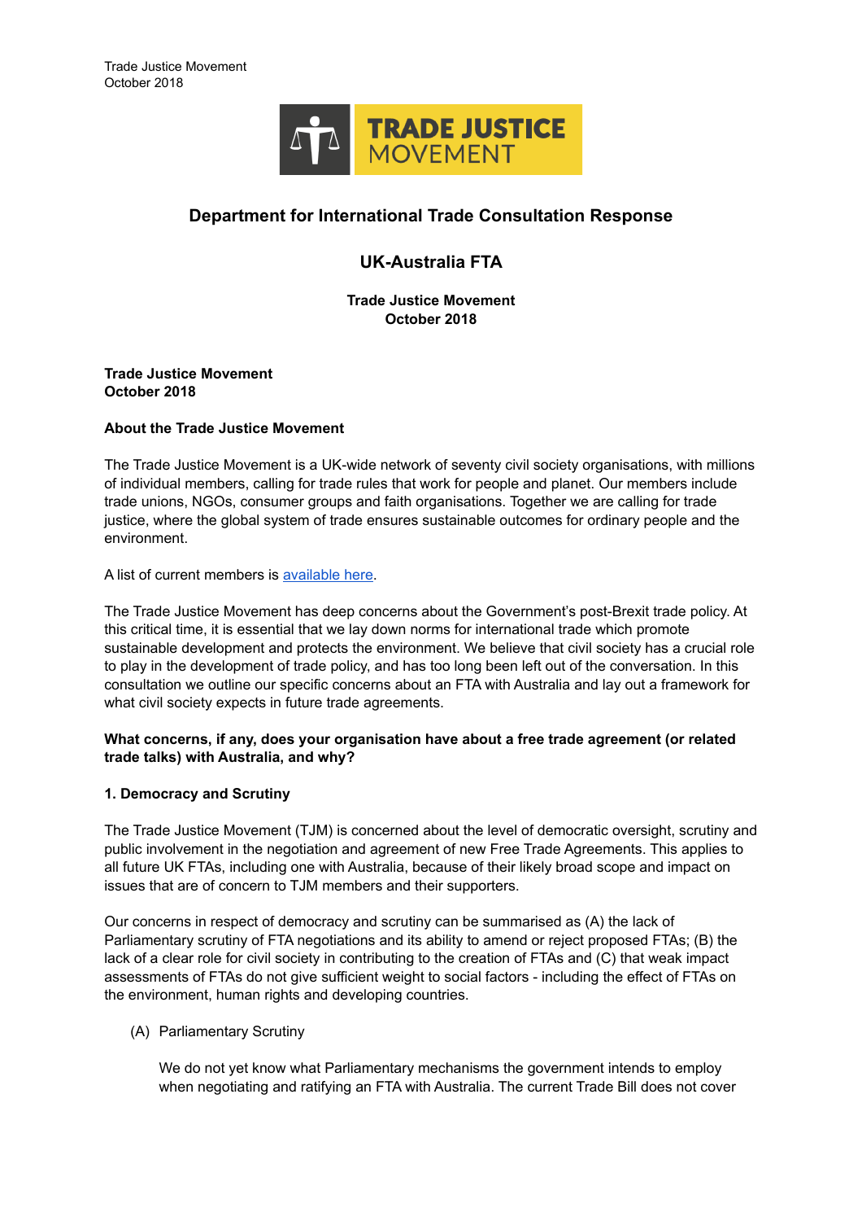Trade Justice Movement
October 2018

# Department for International Trade Consultation Response

## UK-Australia FTA

**Trade Justice Movement**
**October 2018**

**Trade Justice Movement**
**October 2018**

### About the Trade Justice Movement

The Trade Justice Movement is a UK-wide network of seventy civil society organisations, with millions of individual members, calling for trade rules that work for people and planet. Our members include trade unions, NGOs, consumer groups and faith organisations. Together we are calling for trade justice, where the global system of trade ensures sustainable outcomes for ordinary people and the environment.

A list of current members is available here.

The Trade Justice Movement has deep concerns about the Government's post-Brexit trade policy. At this critical time, it is essential that we lay down norms for international trade which promote sustainable development and protects the environment. We believe that civil society has a crucial role to play in the development of trade policy, and has too long been left out of the conversation. In this consultation we outline our specific concerns about an FTA with Australia and lay out a framework for what civil society expects in future trade agreements.

**What concerns, if any, does your organisation have about a free trade agreement (or related trade talks) with Australia, and why?**

### 1. Democracy and Scrutiny

The Trade Justice Movement (TJM) is concerned about the level of democratic oversight, scrutiny and public involvement in the negotiation and agreement of new Free Trade Agreements. This applies to all future UK FTAs, including one with Australia, because of their likely broad scope and impact on issues that are of concern to TJM members and their supporters.

Our concerns in respect of democracy and scrutiny can be summarised as (A) the lack of Parliamentary scrutiny of FTA negotiations and its ability to amend or reject proposed FTAs; (B) the lack of a clear role for civil society in contributing to the creation of FTAs and (C) that weak impact assessments of FTAs do not give sufficient weight to social factors - including the effect of FTAs on the environment, human rights and developing countries.

(A) Parliamentary Scrutiny

We do not yet know what Parliamentary mechanisms the government intends to employ when negotiating and ratifying an FTA with Australia. The current Trade Bill does not cover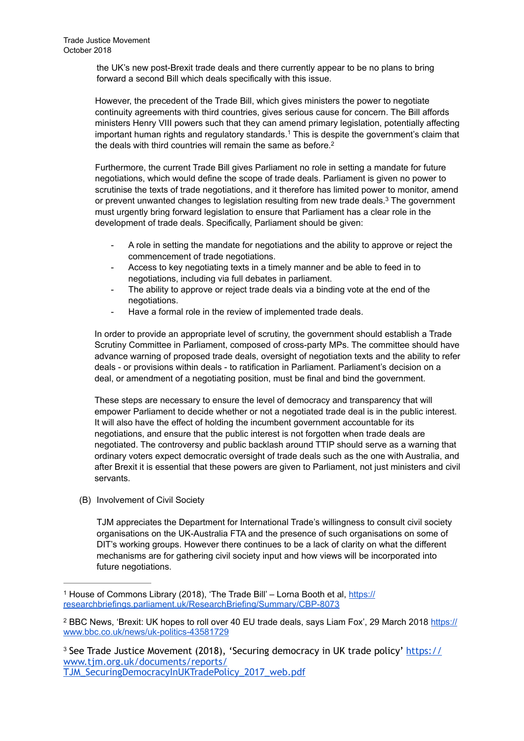the UK's new post-Brexit trade deals and there currently appear to be no plans to bring forward a second Bill which deals specifically with this issue.

However, the precedent of the Trade Bill, which gives ministers the power to negotiate continuity agreements with third countries, gives serious cause for concern. The Bill affords ministers Henry VIII powers such that they can amend primary legislation, potentially affecting important human rights and regulatory standards.[1] This is despite the government's claim that the deals with third countries will remain the same as before.[2]

Furthermore, the current Trade Bill gives Parliament no role in setting a mandate for future negotiations, which would define the scope of trade deals. Parliament is given no power to scrutinise the texts of trade negotiations, and it therefore has limited power to monitor, amend or prevent unwanted changes to legislation resulting from new trade deals.[3] The government must urgently bring forward legislation to ensure that Parliament has a clear role in the development of trade deals. Specifically, Parliament should be given:

- A role in setting the mandate for negotiations and the ability to approve or reject the commencement of trade negotiations.
- Access to key negotiating texts in a timely manner and be able to feed in to negotiations, including via full debates in parliament.
- The ability to approve or reject trade deals via a binding vote at the end of the negotiations.
- Have a formal role in the review of implemented trade deals.

In order to provide an appropriate level of scrutiny, the government should establish a Trade Scrutiny Committee in Parliament, composed of cross-party MPs. The committee should have advance warning of proposed trade deals, oversight of negotiation texts and the ability to refer deals - or provisions within deals - to ratification in Parliament. Parliament's decision on a deal, or amendment of a negotiating position, must be final and bind the government.

These steps are necessary to ensure the level of democracy and transparency that will empower Parliament to decide whether or not a negotiated trade deal is in the public interest. It will also have the effect of holding the incumbent government accountable for its negotiations, and ensure that the public interest is not forgotten when trade deals are negotiated. The controversy and public backlash around TTIP should serve as a warning that ordinary voters expect democratic oversight of trade deals such as the one with Australia, and after Brexit it is essential that these powers are given to Parliament, not just ministers and civil servants.

(B) Involvement of Civil Society

TJM appreciates the Department for International Trade's willingness to consult civil society organisations on the UK-Australia FTA and the presence of such organisations on some of DIT's working groups. However there continues to be a lack of clarity on what the different mechanisms are for gathering civil society input and how views will be incorporated into future negotiations.

---

[1] House of Commons Library (2018), 'The Trade Bill' – Lorna Booth et al, https://researchbriefings.parliament.uk/ResearchBriefing/Summary/CBP-8073

[2] BBC News, 'Brexit: UK hopes to roll over 40 EU trade deals, says Liam Fox', 29 March 2018 https://www.bbc.co.uk/news/uk-politics-43581729

[3] See Trade Justice Movement (2018), 'Securing democracy in UK trade policy' https://www.tjm.org.uk/documents/reports/TJM_SecuringDemocracyInUKTradePolicy_2017_web.pdf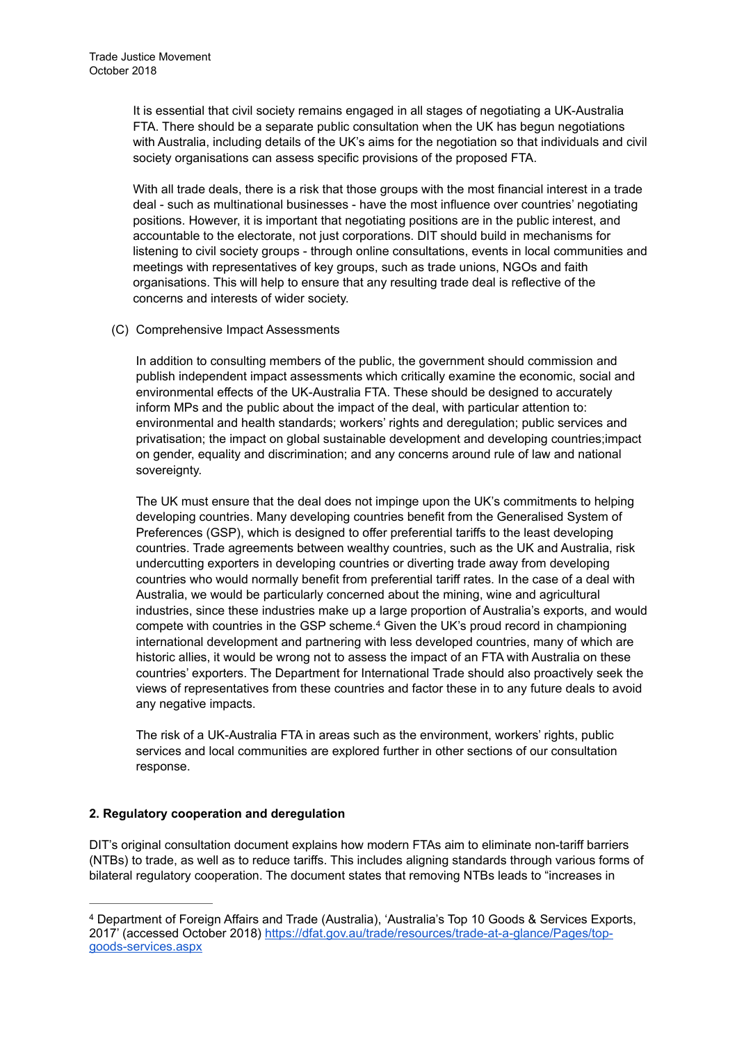It is essential that civil society remains engaged in all stages of negotiating a UK-Australia FTA. There should be a separate public consultation when the UK has begun negotiations with Australia, including details of the UK's aims for the negotiation so that individuals and civil society organisations can assess specific provisions of the proposed FTA.

With all trade deals, there is a risk that those groups with the most financial interest in a trade deal - such as multinational businesses - have the most influence over countries' negotiating positions. However, it is important that negotiating positions are in the public interest, and accountable to the electorate, not just corporations. DIT should build in mechanisms for listening to civil society groups - through online consultations, events in local communities and meetings with representatives of key groups, such as trade unions, NGOs and faith organisations. This will help to ensure that any resulting trade deal is reflective of the concerns and interests of wider society.

(C) Comprehensive Impact Assessments

In addition to consulting members of the public, the government should commission and publish independent impact assessments which critically examine the economic, social and environmental effects of the UK-Australia FTA. These should be designed to accurately inform MPs and the public about the impact of the deal, with particular attention to: environmental and health standards; workers' rights and deregulation; public services and privatisation; the impact on global sustainable development and developing countries;impact on gender, equality and discrimination; and any concerns around rule of law and national sovereignty.

The UK must ensure that the deal does not impinge upon the UK's commitments to helping developing countries. Many developing countries benefit from the Generalised System of Preferences (GSP), which is designed to offer preferential tariffs to the least developing countries. Trade agreements between wealthy countries, such as the UK and Australia, risk undercutting exporters in developing countries or diverting trade away from developing countries who would normally benefit from preferential tariff rates. In the case of a deal with Australia, we would be particularly concerned about the mining, wine and agricultural industries, since these industries make up a large proportion of Australia's exports, and would compete with countries in the GSP scheme.[4] Given the UK's proud record in championing international development and partnering with less developed countries, many of which are historic allies, it would be wrong not to assess the impact of an FTA with Australia on these countries' exporters. The Department for International Trade should also proactively seek the views of representatives from these countries and factor these in to any future deals to avoid any negative impacts.

The risk of a UK-Australia FTA in areas such as the environment, workers' rights, public services and local communities are explored further in other sections of our consultation response.

## 2. Regulatory cooperation and deregulation

DIT's original consultation document explains how modern FTAs aim to eliminate non-tariff barriers (NTBs) to trade, as well as to reduce tariffs. This includes aligning standards through various forms of bilateral regulatory cooperation. The document states that removing NTBs leads to "increases in

---

[4] Department of Foreign Affairs and Trade (Australia), 'Australia's Top 10 Goods & Services Exports, 2017' (accessed October 2018) https://dfat.gov.au/trade/resources/trade-at-a-glance/Pages/top-goods-services.aspx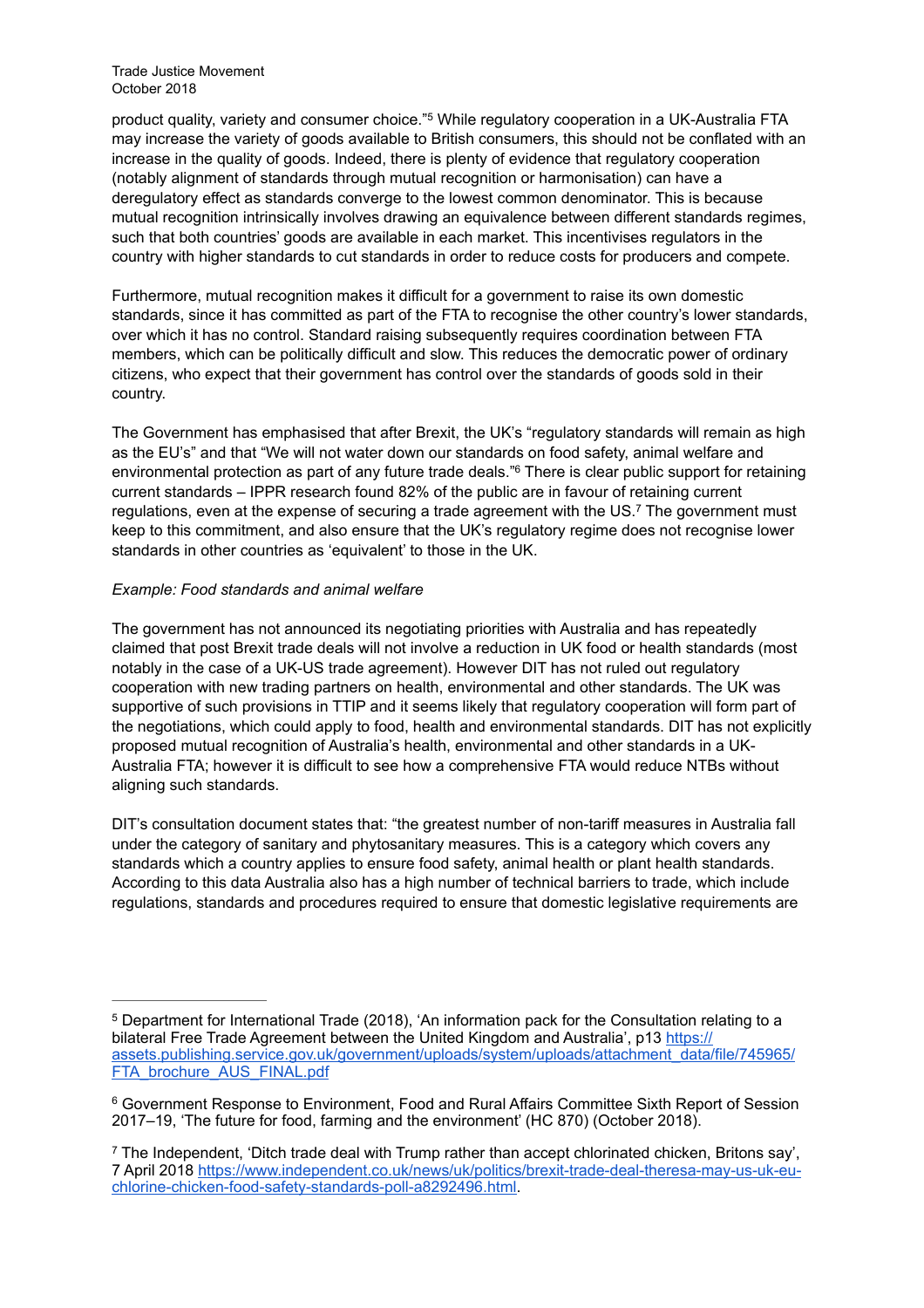product quality, variety and consumer choice."[5] While regulatory cooperation in a UK-Australia FTA may increase the variety of goods available to British consumers, this should not be conflated with an increase in the quality of goods. Indeed, there is plenty of evidence that regulatory cooperation (notably alignment of standards through mutual recognition or harmonisation) can have a deregulatory effect as standards converge to the lowest common denominator. This is because mutual recognition intrinsically involves drawing an equivalence between different standards regimes, such that both countries' goods are available in each market. This incentivises regulators in the country with higher standards to cut standards in order to reduce costs for producers and compete.

Furthermore, mutual recognition makes it difficult for a government to raise its own domestic standards, since it has committed as part of the FTA to recognise the other country's lower standards, over which it has no control. Standard raising subsequently requires coordination between FTA members, which can be politically difficult and slow. This reduces the democratic power of ordinary citizens, who expect that their government has control over the standards of goods sold in their country.

The Government has emphasised that after Brexit, the UK's "regulatory standards will remain as high as the EU's" and that "We will not water down our standards on food safety, animal welfare and environmental protection as part of any future trade deals."[6] There is clear public support for retaining current standards – IPPR research found 82% of the public are in favour of retaining current regulations, even at the expense of securing a trade agreement with the US.[7] The government must keep to this commitment, and also ensure that the UK's regulatory regime does not recognise lower standards in other countries as 'equivalent' to those in the UK.

*Example: Food standards and animal welfare*

The government has not announced its negotiating priorities with Australia and has repeatedly claimed that post Brexit trade deals will not involve a reduction in UK food or health standards (most notably in the case of a UK-US trade agreement). However DIT has not ruled out regulatory cooperation with new trading partners on health, environmental and other standards. The UK was supportive of such provisions in TTIP and it seems likely that regulatory cooperation will form part of the negotiations, which could apply to food, health and environmental standards. DIT has not explicitly proposed mutual recognition of Australia's health, environmental and other standards in a UK-Australia FTA; however it is difficult to see how a comprehensive FTA would reduce NTBs without aligning such standards.

DIT's consultation document states that: "the greatest number of non-tariff measures in Australia fall under the category of sanitary and phytosanitary measures. This is a category which covers any standards which a country applies to ensure food safety, animal health or plant health standards. According to this data Australia also has a high number of technical barriers to trade, which include regulations, standards and procedures required to ensure that domestic legislative requirements are

---

[5] Department for International Trade (2018), 'An information pack for the Consultation relating to a bilateral Free Trade Agreement between the United Kingdom and Australia', p13 https://assets.publishing.service.gov.uk/government/uploads/system/uploads/attachment_data/file/745965/FTA_brochure_AUS_FINAL.pdf

[6] Government Response to Environment, Food and Rural Affairs Committee Sixth Report of Session 2017–19, 'The future for food, farming and the environment' (HC 870) (October 2018).

[7] The Independent, 'Ditch trade deal with Trump rather than accept chlorinated chicken, Britons say', 7 April 2018 https://www.independent.co.uk/news/uk/politics/brexit-trade-deal-theresa-may-us-uk-eu-chlorine-chicken-food-safety-standards-poll-a8292496.html.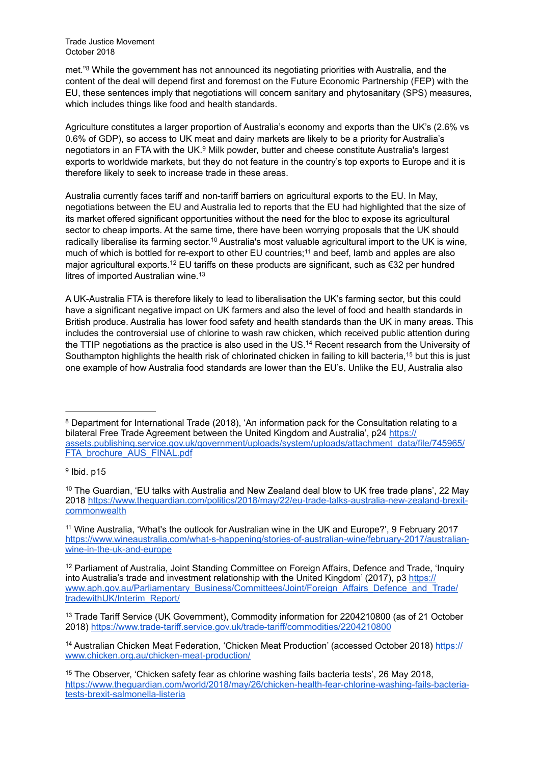met."[8] While the government has not announced its negotiating priorities with Australia, and the content of the deal will depend first and foremost on the Future Economic Partnership (FEP) with the EU, these sentences imply that negotiations will concern sanitary and phytosanitary (SPS) measures, which includes things like food and health standards.

Agriculture constitutes a larger proportion of Australia's economy and exports than the UK's (2.6% vs 0.6% of GDP), so access to UK meat and dairy markets are likely to be a priority for Australia's negotiators in an FTA with the UK.[9] Milk powder, butter and cheese constitute Australia's largest exports to worldwide markets, but they do not feature in the country's top exports to Europe and it is therefore likely to seek to increase trade in these areas.

Australia currently faces tariff and non-tariff barriers on agricultural exports to the EU. In May, negotiations between the EU and Australia led to reports that the EU had highlighted that the size of its market offered significant opportunities without the need for the bloc to expose its agricultural sector to cheap imports. At the same time, there have been worrying proposals that the UK should radically liberalise its farming sector.[10] Australia's most valuable agricultural import to the UK is wine, much of which is bottled for re-export to other EU countries;[11] and beef, lamb and apples are also major agricultural exports.[12] EU tariffs on these products are significant, such as €32 per hundred litres of imported Australian wine.[13]

A UK-Australia FTA is therefore likely to lead to liberalisation the UK's farming sector, but this could have a significant negative impact on UK farmers and also the level of food and health standards in British produce. Australia has lower food safety and health standards than the UK in many areas. This includes the controversial use of chlorine to wash raw chicken, which received public attention during the TTIP negotiations as the practice is also used in the US.[14] Recent research from the University of Southampton highlights the health risk of chlorinated chicken in failing to kill bacteria,[15] but this is just one example of how Australia food standards are lower than the EU's. Unlike the EU, Australia also

---

[8] Department for International Trade (2018), 'An information pack for the Consultation relating to a bilateral Free Trade Agreement between the United Kingdom and Australia', p24 https://assets.publishing.service.gov.uk/government/uploads/system/uploads/attachment_data/file/745965/FTA_brochure_AUS_FINAL.pdf

[9] Ibid. p15

[10] The Guardian, 'EU talks with Australia and New Zealand deal blow to UK free trade plans', 22 May 2018 https://www.theguardian.com/politics/2018/may/22/eu-trade-talks-australia-new-zealand-brexit-commonwealth

[11] Wine Australia, 'What's the outlook for Australian wine in the UK and Europe?', 9 February 2017 https://www.wineaustralia.com/what-s-happening/stories-of-australian-wine/february-2017/australian-wine-in-the-uk-and-europe

[12] Parliament of Australia, Joint Standing Committee on Foreign Affairs, Defence and Trade, 'Inquiry into Australia's trade and investment relationship with the United Kingdom' (2017), p3 https://www.aph.gov.au/Parliamentary_Business/Committees/Joint/Foreign_Affairs_Defence_and_Trade/tradewithUK/Interim_Report/

[13] Trade Tariff Service (UK Government), Commodity information for 2204210800 (as of 21 October 2018) https://www.trade-tariff.service.gov.uk/trade-tariff/commodities/2204210800

[14] Australian Chicken Meat Federation, 'Chicken Meat Production' (accessed October 2018) https://www.chicken.org.au/chicken-meat-production/

[15] The Observer, 'Chicken safety fear as chlorine washing fails bacteria tests', 26 May 2018, https://www.theguardian.com/world/2018/may/26/chicken-health-fear-chlorine-washing-fails-bacteria-tests-brexit-salmonella-listeria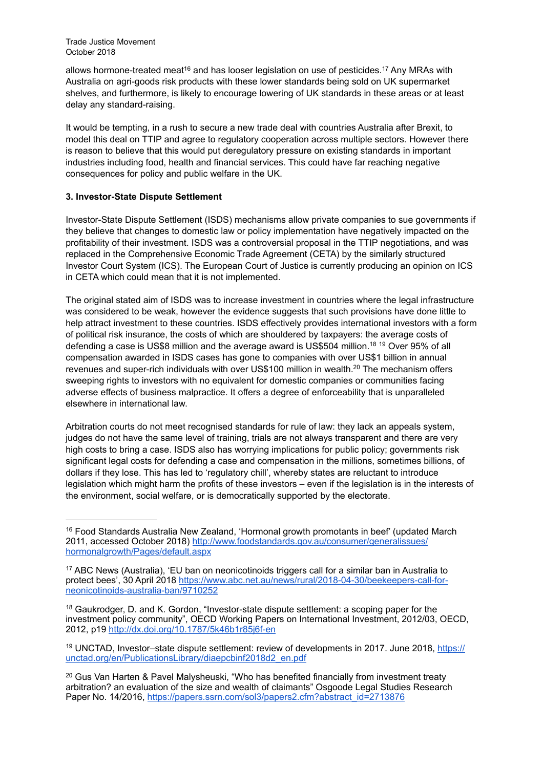allows hormone-treated meat[16] and has looser legislation on use of pesticides.[17] Any MRAs with Australia on agri-goods risk products with these lower standards being sold on UK supermarket shelves, and furthermore, is likely to encourage lowering of UK standards in these areas or at least delay any standard-raising.

It would be tempting, in a rush to secure a new trade deal with countries Australia after Brexit, to model this deal on TTIP and agree to regulatory cooperation across multiple sectors. However there is reason to believe that this would put deregulatory pressure on existing standards in important industries including food, health and financial services. This could have far reaching negative consequences for policy and public welfare in the UK.

### 3. Investor-State Dispute Settlement

Investor-State Dispute Settlement (ISDS) mechanisms allow private companies to sue governments if they believe that changes to domestic law or policy implementation have negatively impacted on the profitability of their investment. ISDS was a controversial proposal in the TTIP negotiations, and was replaced in the Comprehensive Economic Trade Agreement (CETA) by the similarly structured Investor Court System (ICS). The European Court of Justice is currently producing an opinion on ICS in CETA which could mean that it is not implemented.

The original stated aim of ISDS was to increase investment in countries where the legal infrastructure was considered to be weak, however the evidence suggests that such provisions have done little to help attract investment to these countries. ISDS effectively provides international investors with a form of political risk insurance, the costs of which are shouldered by taxpayers: the average costs of defending a case is US$8 million and the average award is US$504 million.[18] [19] Over 95% of all compensation awarded in ISDS cases has gone to companies with over US$1 billion in annual revenues and super-rich individuals with over US$100 million in wealth.[20] The mechanism offers sweeping rights to investors with no equivalent for domestic companies or communities facing adverse effects of business malpractice. It offers a degree of enforceability that is unparalleled elsewhere in international law.

Arbitration courts do not meet recognised standards for rule of law: they lack an appeals system, judges do not have the same level of training, trials are not always transparent and there are very high costs to bring a case. ISDS also has worrying implications for public policy; governments risk significant legal costs for defending a case and compensation in the millions, sometimes billions, of dollars if they lose. This has led to 'regulatory chill', whereby states are reluctant to introduce legislation which might harm the profits of these investors – even if the legislation is in the interests of the environment, social welfare, or is democratically supported by the electorate.

---

[16] Food Standards Australia New Zealand, 'Hormonal growth promotants in beef' (updated March 2011, accessed October 2018) http://www.foodstandards.gov.au/consumer/generalissues/hormonalgrowth/Pages/default.aspx

[17] ABC News (Australia), 'EU ban on neonicotinoids triggers call for a similar ban in Australia to protect bees', 30 April 2018 https://www.abc.net.au/news/rural/2018-04-30/beekeepers-call-for-neonicotinoids-australia-ban/9710252

[18] Gaukrodger, D. and K. Gordon, "Investor-state dispute settlement: a scoping paper for the investment policy community", OECD Working Papers on International Investment, 2012/03, OECD, 2012, p19 http://dx.doi.org/10.1787/5k46b1r85j6f-en

[19] UNCTAD, Investor–state dispute settlement: review of developments in 2017. June 2018, https://unctad.org/en/PublicationsLibrary/diaepcbinf2018d2_en.pdf

[20] Gus Van Harten & Pavel Malysheuski, "Who has benefited financially from investment treaty arbitration? an evaluation of the size and wealth of claimants" Osgoode Legal Studies Research Paper No. 14/2016, https://papers.ssrn.com/sol3/papers2.cfm?abstract_id=2713876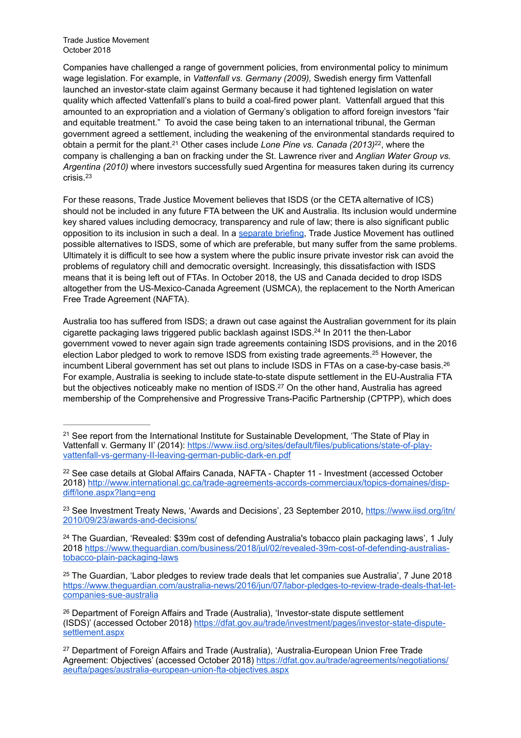Companies have challenged a range of government policies, from environmental policy to minimum wage legislation. For example, in *Vattenfall vs. Germany (2009),* Swedish energy firm Vattenfall launched an investor-state claim against Germany because it had tightened legislation on water quality which affected Vattenfall's plans to build a coal-fired power plant. Vattenfall argued that this amounted to an expropriation and a violation of Germany's obligation to afford foreign investors "fair and equitable treatment." To avoid the case being taken to an international tribunal, the German government agreed a settlement, including the weakening of the environmental standards required to obtain a permit for the plant.[21] Other cases include *Lone Pine vs. Canada (2013)*[22], where the company is challenging a ban on fracking under the St. Lawrence river and *Anglian Water Group vs. Argentina (2010)* where investors successfully sued Argentina for measures taken during its currency crisis.[23]

For these reasons, Trade Justice Movement believes that ISDS (or the CETA alternative of ICS) should not be included in any future FTA between the UK and Australia. Its inclusion would undermine key shared values including democracy, transparency and rule of law; there is also significant public opposition to its inclusion in such a deal. In a separate briefing, Trade Justice Movement has outlined possible alternatives to ISDS, some of which are preferable, but many suffer from the same problems. Ultimately it is difficult to see how a system where the public insure private investor risk can avoid the problems of regulatory chill and democratic oversight. Increasingly, this dissatisfaction with ISDS means that it is being left out of FTAs. In October 2018, the US and Canada decided to drop ISDS altogether from the US-Mexico-Canada Agreement (USMCA), the replacement to the North American Free Trade Agreement (NAFTA).

Australia too has suffered from ISDS; a drawn out case against the Australian government for its plain cigarette packaging laws triggered public backlash against ISDS.[24] In 2011 the then-Labor government vowed to never again sign trade agreements containing ISDS provisions, and in the 2016 election Labor pledged to work to remove ISDS from existing trade agreements.[25] However, the incumbent Liberal government has set out plans to include ISDS in FTAs on a case-by-case basis.[26] For example, Australia is seeking to include state-to-state dispute settlement in the EU-Australia FTA but the objectives noticeably make no mention of ISDS.[27] On the other hand, Australia has agreed membership of the Comprehensive and Progressive Trans-Pacific Partnership (CPTPP), which does

---

[21] See report from the International Institute for Sustainable Development, 'The State of Play in Vattenfall v. Germany II' (2014): https://www.iisd.org/sites/default/files/publications/state-of-play-vattenfall-vs-germany-II-leaving-german-public-dark-en.pdf

[22] See case details at Global Affairs Canada, NAFTA - Chapter 11 - Investment (accessed October 2018) http://www.international.gc.ca/trade-agreements-accords-commerciaux/topics-domaines/disp-diff/lone.aspx?lang=eng

[23] See Investment Treaty News, 'Awards and Decisions', 23 September 2010, https://www.iisd.org/itn/2010/09/23/awards-and-decisions/

[24] The Guardian, 'Revealed: $39m cost of defending Australia's tobacco plain packaging laws', 1 July 2018 https://www.theguardian.com/business/2018/jul/02/revealed-39m-cost-of-defending-australias-tobacco-plain-packaging-laws

[25] The Guardian, 'Labor pledges to review trade deals that let companies sue Australia', 7 June 2018 https://www.theguardian.com/australia-news/2016/jun/07/labor-pledges-to-review-trade-deals-that-let-companies-sue-australia

[26] Department of Foreign Affairs and Trade (Australia), 'Investor-state dispute settlement (ISDS)' (accessed October 2018) https://dfat.gov.au/trade/investment/pages/investor-state-dispute-settlement.aspx

[27] Department of Foreign Affairs and Trade (Australia), 'Australia-European Union Free Trade Agreement: Objectives' (accessed October 2018) https://dfat.gov.au/trade/agreements/negotiations/aeufta/pages/australia-european-union-fta-objectives.aspx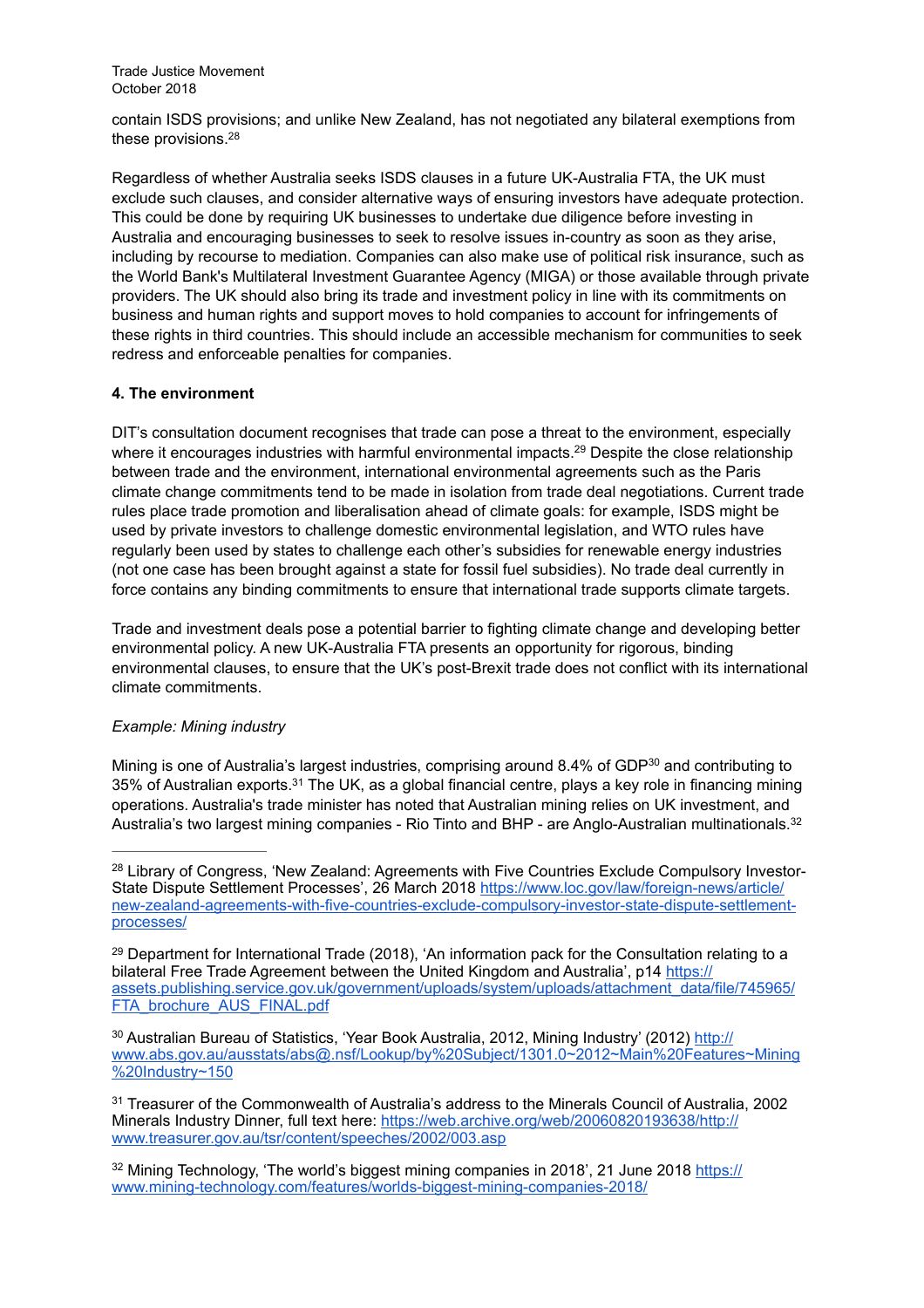contain ISDS provisions; and unlike New Zealand, has not negotiated any bilateral exemptions from these provisions.[28]

Regardless of whether Australia seeks ISDS clauses in a future UK-Australia FTA, the UK must exclude such clauses, and consider alternative ways of ensuring investors have adequate protection. This could be done by requiring UK businesses to undertake due diligence before investing in Australia and encouraging businesses to seek to resolve issues in-country as soon as they arise, including by recourse to mediation. Companies can also make use of political risk insurance, such as the World Bank's Multilateral Investment Guarantee Agency (MIGA) or those available through private providers. The UK should also bring its trade and investment policy in line with its commitments on business and human rights and support moves to hold companies to account for infringements of these rights in third countries. This should include an accessible mechanism for communities to seek redress and enforceable penalties for companies.

**4. The environment**

DIT's consultation document recognises that trade can pose a threat to the environment, especially where it encourages industries with harmful environmental impacts.[29] Despite the close relationship between trade and the environment, international environmental agreements such as the Paris climate change commitments tend to be made in isolation from trade deal negotiations. Current trade rules place trade promotion and liberalisation ahead of climate goals: for example, ISDS might be used by private investors to challenge domestic environmental legislation, and WTO rules have regularly been used by states to challenge each other's subsidies for renewable energy industries (not one case has been brought against a state for fossil fuel subsidies). No trade deal currently in force contains any binding commitments to ensure that international trade supports climate targets.

Trade and investment deals pose a potential barrier to fighting climate change and developing better environmental policy. A new UK-Australia FTA presents an opportunity for rigorous, binding environmental clauses, to ensure that the UK's post-Brexit trade does not conflict with its international climate commitments.

*Example: Mining industry*

Mining is one of Australia's largest industries, comprising around 8.4% of GDP[30] and contributing to 35% of Australian exports.[31] The UK, as a global financial centre, plays a key role in financing mining operations. Australia's trade minister has noted that Australian mining relies on UK investment, and Australia's two largest mining companies - Rio Tinto and BHP - are Anglo-Australian multinationals.[32]

---

[28] Library of Congress, 'New Zealand: Agreements with Five Countries Exclude Compulsory Investor-State Dispute Settlement Processes', 26 March 2018 https://www.loc.gov/law/foreign-news/article/new-zealand-agreements-with-five-countries-exclude-compulsory-investor-state-dispute-settlement-processes/

[29] Department for International Trade (2018), 'An information pack for the Consultation relating to a bilateral Free Trade Agreement between the United Kingdom and Australia', p14 https://assets.publishing.service.gov.uk/government/uploads/system/uploads/attachment_data/file/745965/FTA_brochure_AUS_FINAL.pdf

[30] Australian Bureau of Statistics, 'Year Book Australia, 2012, Mining Industry' (2012) http://www.abs.gov.au/ausstats/abs@.nsf/Lookup/by%20Subject/1301.0~2012~Main%20Features~Mining%20Industry~150

[31] Treasurer of the Commonwealth of Australia's address to the Minerals Council of Australia, 2002 Minerals Industry Dinner, full text here: https://web.archive.org/web/20060820193638/http://www.treasurer.gov.au/tsr/content/speeches/2002/003.asp

[32] Mining Technology, 'The world's biggest mining companies in 2018', 21 June 2018 https://www.mining-technology.com/features/worlds-biggest-mining-companies-2018/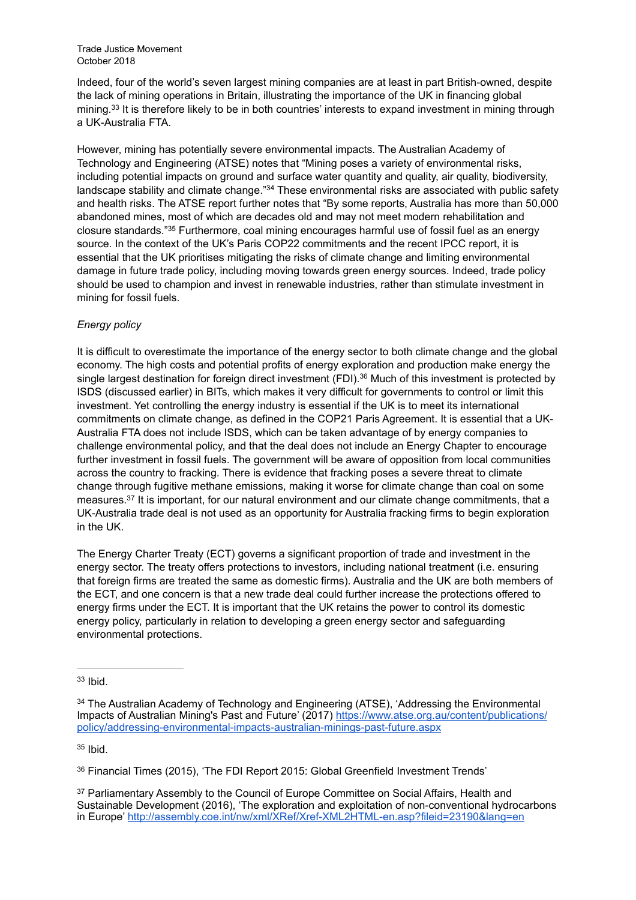Indeed, four of the world's seven largest mining companies are at least in part British-owned, despite the lack of mining operations in Britain, illustrating the importance of the UK in financing global mining.[33] It is therefore likely to be in both countries' interests to expand investment in mining through a UK-Australia FTA.

However, mining has potentially severe environmental impacts. The Australian Academy of Technology and Engineering (ATSE) notes that "Mining poses a variety of environmental risks, including potential impacts on ground and surface water quantity and quality, air quality, biodiversity, landscape stability and climate change."[34] These environmental risks are associated with public safety and health risks. The ATSE report further notes that "By some reports, Australia has more than 50,000 abandoned mines, most of which are decades old and may not meet modern rehabilitation and closure standards."[35] Furthermore, coal mining encourages harmful use of fossil fuel as an energy source. In the context of the UK's Paris COP22 commitments and the recent IPCC report, it is essential that the UK prioritises mitigating the risks of climate change and limiting environmental damage in future trade policy, including moving towards green energy sources. Indeed, trade policy should be used to champion and invest in renewable industries, rather than stimulate investment in mining for fossil fuels.

*Energy policy*

It is difficult to overestimate the importance of the energy sector to both climate change and the global economy. The high costs and potential profits of energy exploration and production make energy the single largest destination for foreign direct investment (FDI).[36] Much of this investment is protected by ISDS (discussed earlier) in BITs, which makes it very difficult for governments to control or limit this investment. Yet controlling the energy industry is essential if the UK is to meet its international commitments on climate change, as defined in the COP21 Paris Agreement. It is essential that a UK-Australia FTA does not include ISDS, which can be taken advantage of by energy companies to challenge environmental policy, and that the deal does not include an Energy Chapter to encourage further investment in fossil fuels. The government will be aware of opposition from local communities across the country to fracking. There is evidence that fracking poses a severe threat to climate change through fugitive methane emissions, making it worse for climate change than coal on some measures.[37] It is important, for our natural environment and our climate change commitments, that a UK-Australia trade deal is not used as an opportunity for Australia fracking firms to begin exploration in the UK.

The Energy Charter Treaty (ECT) governs a significant proportion of trade and investment in the energy sector. The treaty offers protections to investors, including national treatment (i.e. ensuring that foreign firms are treated the same as domestic firms). Australia and the UK are both members of the ECT, and one concern is that a new trade deal could further increase the protections offered to energy firms under the ECT. It is important that the UK retains the power to control its domestic energy policy, particularly in relation to developing a green energy sector and safeguarding environmental protections.

---

[33] Ibid.

[34] The Australian Academy of Technology and Engineering (ATSE), 'Addressing the Environmental Impacts of Australian Mining's Past and Future' (2017) https://www.atse.org.au/content/publications/policy/addressing-environmental-impacts-australian-minings-past-future.aspx

[35] Ibid.

[36] Financial Times (2015), 'The FDI Report 2015: Global Greenfield Investment Trends'

[37] Parliamentary Assembly to the Council of Europe Committee on Social Affairs, Health and Sustainable Development (2016), 'The exploration and exploitation of non-conventional hydrocarbons in Europe' http://assembly.coe.int/nw/xml/XRef/Xref-XML2HTML-en.asp?fileid=23190&lang=en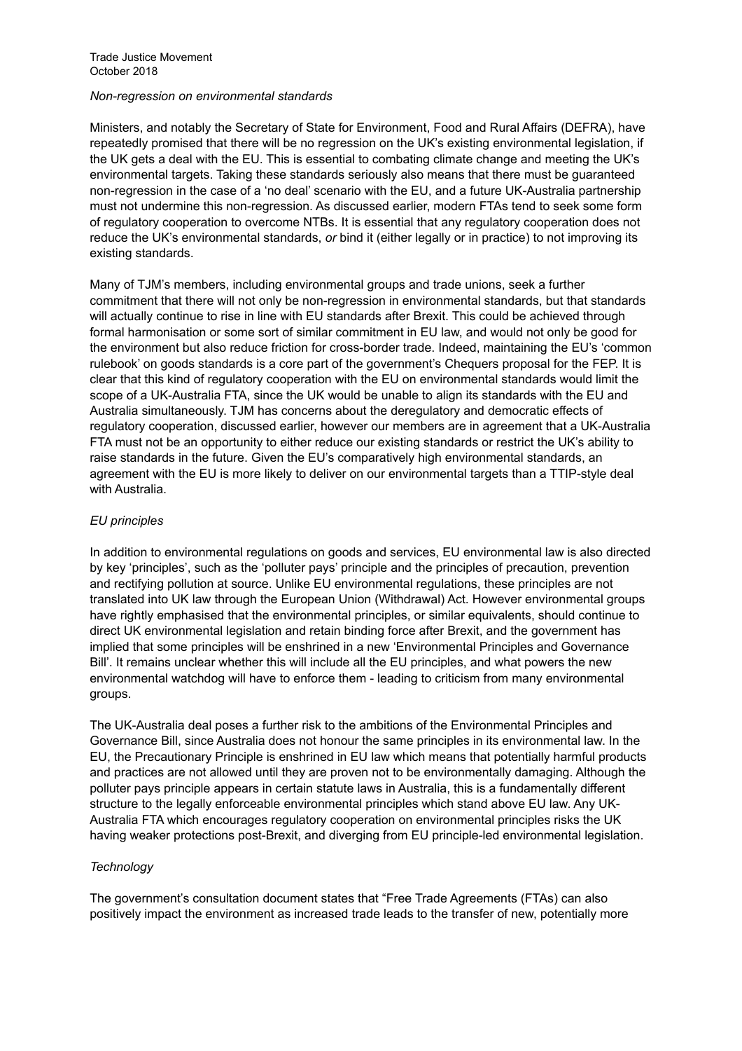*Non-regression on environmental standards*

Ministers, and notably the Secretary of State for Environment, Food and Rural Affairs (DEFRA), have repeatedly promised that there will be no regression on the UK's existing environmental legislation, if the UK gets a deal with the EU. This is essential to combating climate change and meeting the UK's environmental targets. Taking these standards seriously also means that there must be guaranteed non-regression in the case of a 'no deal' scenario with the EU, and a future UK-Australia partnership must not undermine this non-regression. As discussed earlier, modern FTAs tend to seek some form of regulatory cooperation to overcome NTBs. It is essential that any regulatory cooperation does not reduce the UK's environmental standards, *or* bind it (either legally or in practice) to not improving its existing standards.

Many of TJM's members, including environmental groups and trade unions, seek a further commitment that there will not only be non-regression in environmental standards, but that standards will actually continue to rise in line with EU standards after Brexit. This could be achieved through formal harmonisation or some sort of similar commitment in EU law, and would not only be good for the environment but also reduce friction for cross-border trade. Indeed, maintaining the EU's 'common rulebook' on goods standards is a core part of the government's Chequers proposal for the FEP. It is clear that this kind of regulatory cooperation with the EU on environmental standards would limit the scope of a UK-Australia FTA, since the UK would be unable to align its standards with the EU and Australia simultaneously. TJM has concerns about the deregulatory and democratic effects of regulatory cooperation, discussed earlier, however our members are in agreement that a UK-Australia FTA must not be an opportunity to either reduce our existing standards or restrict the UK's ability to raise standards in the future. Given the EU's comparatively high environmental standards, an agreement with the EU is more likely to deliver on our environmental targets than a TTIP-style deal with Australia.

*EU principles*

In addition to environmental regulations on goods and services, EU environmental law is also directed by key 'principles', such as the 'polluter pays' principle and the principles of precaution, prevention and rectifying pollution at source. Unlike EU environmental regulations, these principles are not translated into UK law through the European Union (Withdrawal) Act. However environmental groups have rightly emphasised that the environmental principles, or similar equivalents, should continue to direct UK environmental legislation and retain binding force after Brexit, and the government has implied that some principles will be enshrined in a new 'Environmental Principles and Governance Bill'. It remains unclear whether this will include all the EU principles, and what powers the new environmental watchdog will have to enforce them - leading to criticism from many environmental groups.

The UK-Australia deal poses a further risk to the ambitions of the Environmental Principles and Governance Bill, since Australia does not honour the same principles in its environmental law. In the EU, the Precautionary Principle is enshrined in EU law which means that potentially harmful products and practices are not allowed until they are proven not to be environmentally damaging. Although the polluter pays principle appears in certain statute laws in Australia, this is a fundamentally different structure to the legally enforceable environmental principles which stand above EU law. Any UK-Australia FTA which encourages regulatory cooperation on environmental principles risks the UK having weaker protections post-Brexit, and diverging from EU principle-led environmental legislation.

*Technology*

The government's consultation document states that "Free Trade Agreements (FTAs) can also positively impact the environment as increased trade leads to the transfer of new, potentially more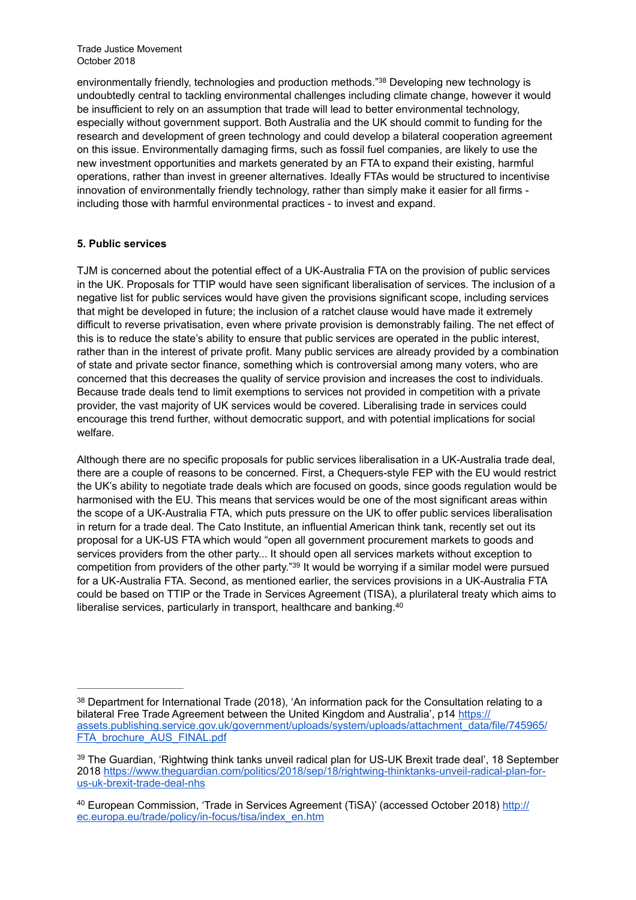environmentally friendly, technologies and production methods."[38] Developing new technology is undoubtedly central to tackling environmental challenges including climate change, however it would be insufficient to rely on an assumption that trade will lead to better environmental technology, especially without government support. Both Australia and the UK should commit to funding for the research and development of green technology and could develop a bilateral cooperation agreement on this issue. Environmentally damaging firms, such as fossil fuel companies, are likely to use the new investment opportunities and markets generated by an FTA to expand their existing, harmful operations, rather than invest in greener alternatives. Ideally FTAs would be structured to incentivise innovation of environmentally friendly technology, rather than simply make it easier for all firms - including those with harmful environmental practices - to invest and expand.

**5. Public services**

TJM is concerned about the potential effect of a UK-Australia FTA on the provision of public services in the UK. Proposals for TTIP would have seen significant liberalisation of services. The inclusion of a negative list for public services would have given the provisions significant scope, including services that might be developed in future; the inclusion of a ratchet clause would have made it extremely difficult to reverse privatisation, even where private provision is demonstrably failing. The net effect of this is to reduce the state's ability to ensure that public services are operated in the public interest, rather than in the interest of private profit. Many public services are already provided by a combination of state and private sector finance, something which is controversial among many voters, who are concerned that this decreases the quality of service provision and increases the cost to individuals. Because trade deals tend to limit exemptions to services not provided in competition with a private provider, the vast majority of UK services would be covered. Liberalising trade in services could encourage this trend further, without democratic support, and with potential implications for social welfare.

Although there are no specific proposals for public services liberalisation in a UK-Australia trade deal, there are a couple of reasons to be concerned. First, a Chequers-style FEP with the EU would restrict the UK's ability to negotiate trade deals which are focused on goods, since goods regulation would be harmonised with the EU. This means that services would be one of the most significant areas within the scope of a UK-Australia FTA, which puts pressure on the UK to offer public services liberalisation in return for a trade deal. The Cato Institute, an influential American think tank, recently set out its proposal for a UK-US FTA which would "open all government procurement markets to goods and services providers from the other party... It should open all services markets without exception to competition from providers of the other party."[39] It would be worrying if a similar model were pursued for a UK-Australia FTA. Second, as mentioned earlier, the services provisions in a UK-Australia FTA could be based on TTIP or the Trade in Services Agreement (TISA), a plurilateral treaty which aims to liberalise services, particularly in transport, healthcare and banking.[40]

---

[38] Department for International Trade (2018), 'An information pack for the Consultation relating to a bilateral Free Trade Agreement between the United Kingdom and Australia', p14 https://assets.publishing.service.gov.uk/government/uploads/system/uploads/attachment_data/file/745965/FTA_brochure_AUS_FINAL.pdf

[39] The Guardian, 'Rightwing think tanks unveil radical plan for US-UK Brexit trade deal', 18 September 2018 https://www.theguardian.com/politics/2018/sep/18/rightwing-thinktanks-unveil-radical-plan-for-us-uk-brexit-trade-deal-nhs

[40] European Commission, 'Trade in Services Agreement (TiSA)' (accessed October 2018) http://ec.europa.eu/trade/policy/in-focus/tisa/index_en.htm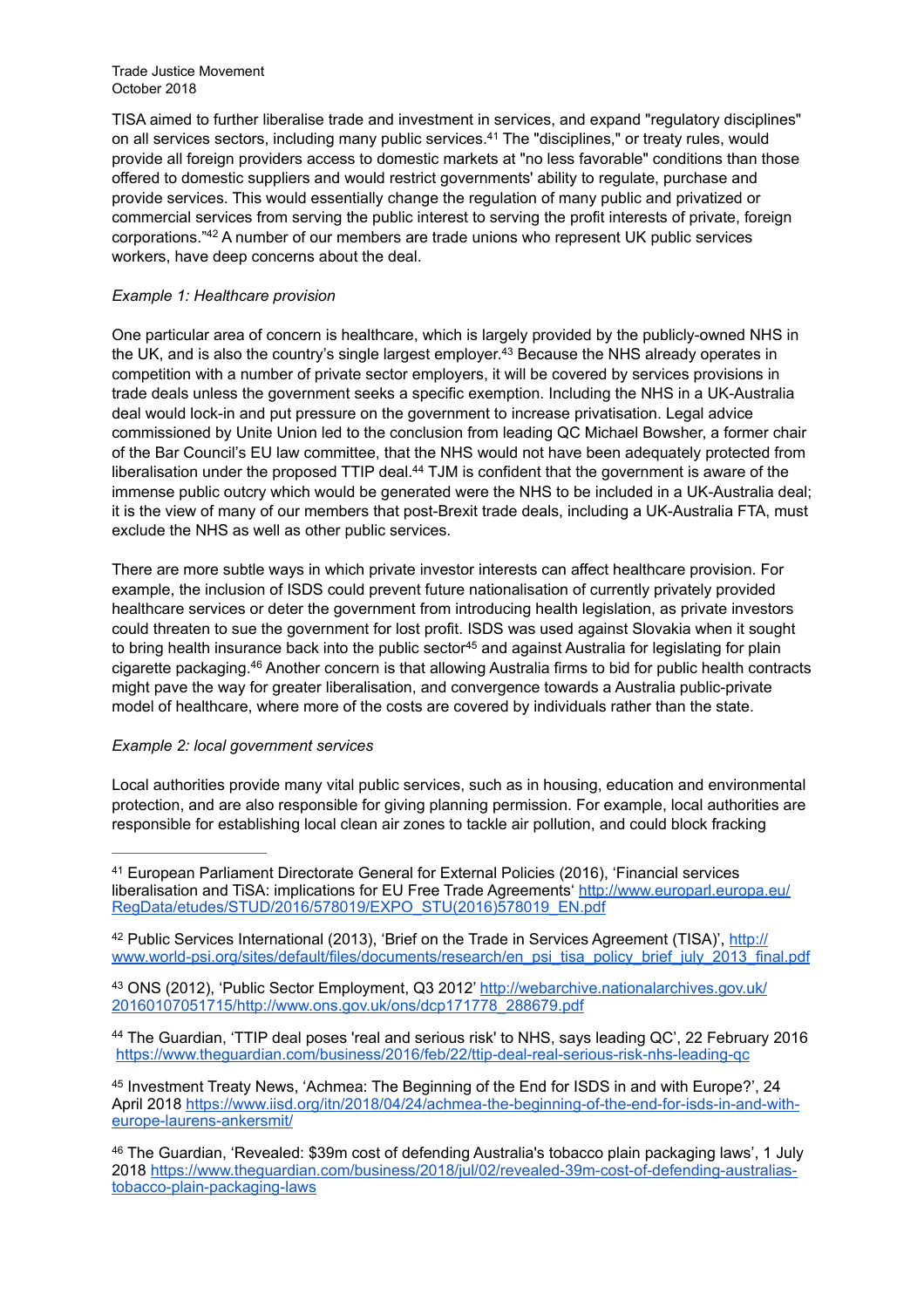TISA aimed to further liberalise trade and investment in services, and expand "regulatory disciplines" on all services sectors, including many public services.[41] The "disciplines," or treaty rules, would provide all foreign providers access to domestic markets at "no less favorable" conditions than those offered to domestic suppliers and would restrict governments' ability to regulate, purchase and provide services. This would essentially change the regulation of many public and privatized or commercial services from serving the public interest to serving the profit interests of private, foreign corporations."[42] A number of our members are trade unions who represent UK public services workers, have deep concerns about the deal.

*Example 1: Healthcare provision*

One particular area of concern is healthcare, which is largely provided by the publicly-owned NHS in the UK, and is also the country's single largest employer.[43] Because the NHS already operates in competition with a number of private sector employers, it will be covered by services provisions in trade deals unless the government seeks a specific exemption. Including the NHS in a UK-Australia deal would lock-in and put pressure on the government to increase privatisation. Legal advice commissioned by Unite Union led to the conclusion from leading QC Michael Bowsher, a former chair of the Bar Council's EU law committee, that the NHS would not have been adequately protected from liberalisation under the proposed TTIP deal.[44] TJM is confident that the government is aware of the immense public outcry which would be generated were the NHS to be included in a UK-Australia deal; it is the view of many of our members that post-Brexit trade deals, including a UK-Australia FTA, must exclude the NHS as well as other public services.

There are more subtle ways in which private investor interests can affect healthcare provision. For example, the inclusion of ISDS could prevent future nationalisation of currently privately provided healthcare services or deter the government from introducing health legislation, as private investors could threaten to sue the government for lost profit. ISDS was used against Slovakia when it sought to bring health insurance back into the public sector[45] and against Australia for legislating for plain cigarette packaging.[46] Another concern is that allowing Australia firms to bid for public health contracts might pave the way for greater liberalisation, and convergence towards a Australia public-private model of healthcare, where more of the costs are covered by individuals rather than the state.

*Example 2: local government services*

Local authorities provide many vital public services, such as in housing, education and environmental protection, and are also responsible for giving planning permission. For example, local authorities are responsible for establishing local clean air zones to tackle air pollution, and could block fracking

---

[41] European Parliament Directorate General for External Policies (2016), 'Financial services liberalisation and TiSA: implications for EU Free Trade Agreements' http://www.europarl.europa.eu/RegData/etudes/STUD/2016/578019/EXPO_STU(2016)578019_EN.pdf

[42] Public Services International (2013), 'Brief on the Trade in Services Agreement (TISA)', http://www.world-psi.org/sites/default/files/documents/research/en_psi_tisa_policy_brief_july_2013_final.pdf

[43] ONS (2012), 'Public Sector Employment, Q3 2012' http://webarchive.nationalarchives.gov.uk/20160107051715/http://www.ons.gov.uk/ons/dcp171778_288679.pdf

[44] The Guardian, 'TTIP deal poses 'real and serious risk' to NHS, says leading QC', 22 February 2016 https://www.theguardian.com/business/2016/feb/22/ttip-deal-real-serious-risk-nhs-leading-qc

[45] Investment Treaty News, 'Achmea: The Beginning of the End for ISDS in and with Europe?', 24 April 2018 https://www.iisd.org/itn/2018/04/24/achmea-the-beginning-of-the-end-for-isds-in-and-with-europe-laurens-ankersmit/

[46] The Guardian, 'Revealed: $39m cost of defending Australia's tobacco plain packaging laws', 1 July 2018 https://www.theguardian.com/business/2018/jul/02/revealed-39m-cost-of-defending-australias-tobacco-plain-packaging-laws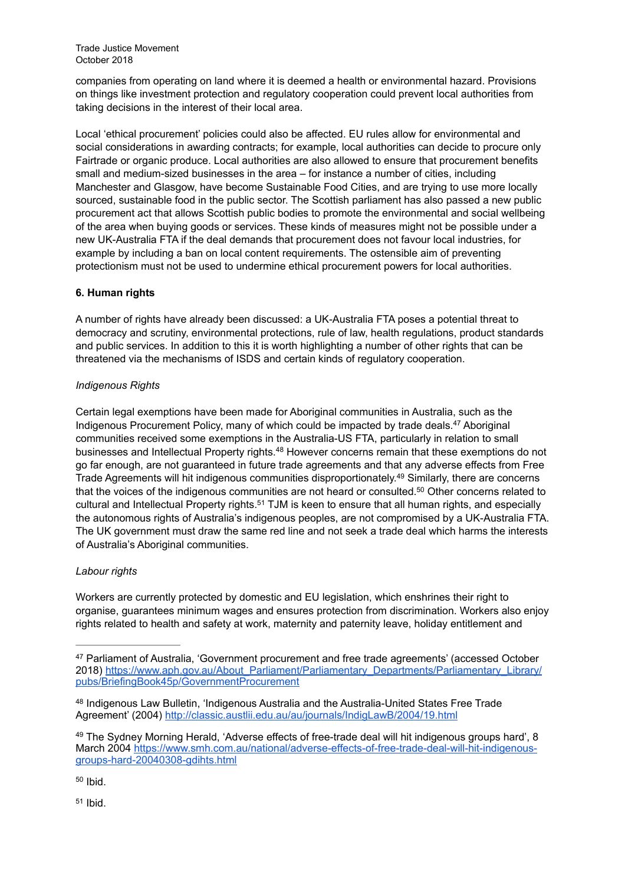companies from operating on land where it is deemed a health or environmental hazard. Provisions on things like investment protection and regulatory cooperation could prevent local authorities from taking decisions in the interest of their local area.

Local 'ethical procurement' policies could also be affected. EU rules allow for environmental and social considerations in awarding contracts; for example, local authorities can decide to procure only Fairtrade or organic produce. Local authorities are also allowed to ensure that procurement benefits small and medium-sized businesses in the area – for instance a number of cities, including Manchester and Glasgow, have become Sustainable Food Cities, and are trying to use more locally sourced, sustainable food in the public sector. The Scottish parliament has also passed a new public procurement act that allows Scottish public bodies to promote the environmental and social wellbeing of the area when buying goods or services. These kinds of measures might not be possible under a new UK-Australia FTA if the deal demands that procurement does not favour local industries, for example by including a ban on local content requirements. The ostensible aim of preventing protectionism must not be used to undermine ethical procurement powers for local authorities.

### 6. Human rights

A number of rights have already been discussed: a UK-Australia FTA poses a potential threat to democracy and scrutiny, environmental protections, rule of law, health regulations, product standards and public services. In addition to this it is worth highlighting a number of other rights that can be threatened via the mechanisms of ISDS and certain kinds of regulatory cooperation.

*Indigenous Rights*

Certain legal exemptions have been made for Aboriginal communities in Australia, such as the Indigenous Procurement Policy, many of which could be impacted by trade deals.[47] Aboriginal communities received some exemptions in the Australia-US FTA, particularly in relation to small businesses and Intellectual Property rights.[48] However concerns remain that these exemptions do not go far enough, are not guaranteed in future trade agreements and that any adverse effects from Free Trade Agreements will hit indigenous communities disproportionately.[49] Similarly, there are concerns that the voices of the indigenous communities are not heard or consulted.[50] Other concerns related to cultural and Intellectual Property rights.[51] TJM is keen to ensure that all human rights, and especially the autonomous rights of Australia's indigenous peoples, are not compromised by a UK-Australia FTA. The UK government must draw the same red line and not seek a trade deal which harms the interests of Australia's Aboriginal communities.

*Labour rights*

Workers are currently protected by domestic and EU legislation, which enshrines their right to organise, guarantees minimum wages and ensures protection from discrimination. Workers also enjoy rights related to health and safety at work, maternity and paternity leave, holiday entitlement and

---

[47] Parliament of Australia, 'Government procurement and free trade agreements' (accessed October 2018) https://www.aph.gov.au/About_Parliament/Parliamentary_Departments/Parliamentary_Library/pubs/BriefingBook45p/GovernmentProcurement

[48] Indigenous Law Bulletin, 'Indigenous Australia and the Australia-United States Free Trade Agreement' (2004) http://classic.austlii.edu.au/au/journals/IndigLawB/2004/19.html

[49] The Sydney Morning Herald, 'Adverse effects of free-trade deal will hit indigenous groups hard', 8 March 2004 https://www.smh.com.au/national/adverse-effects-of-free-trade-deal-will-hit-indigenous-groups-hard-20040308-gdihts.html

[50] Ibid.

[51] Ibid.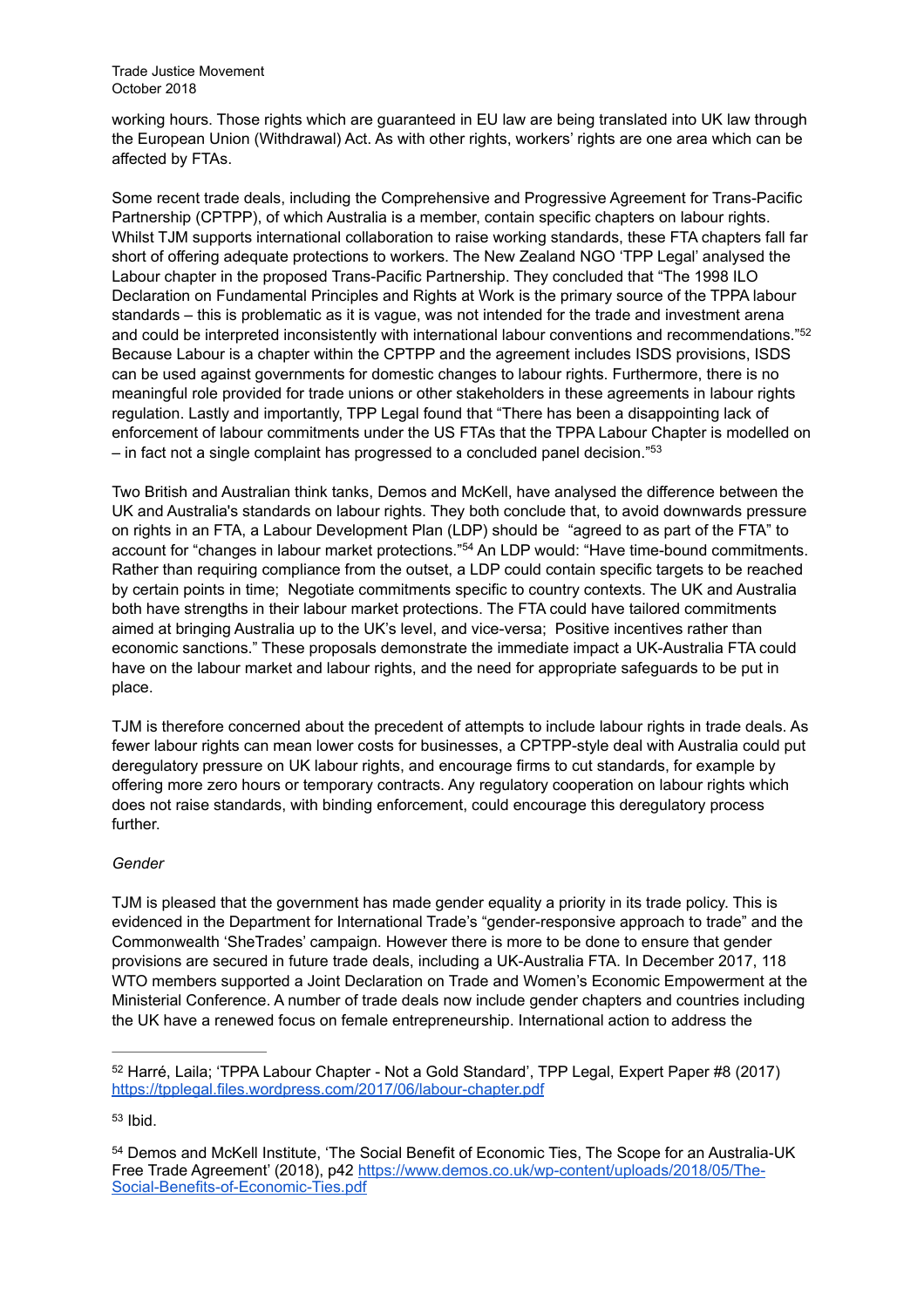working hours. Those rights which are guaranteed in EU law are being translated into UK law through the European Union (Withdrawal) Act. As with other rights, workers' rights are one area which can be affected by FTAs.

Some recent trade deals, including the Comprehensive and Progressive Agreement for Trans-Pacific Partnership (CPTPP), of which Australia is a member, contain specific chapters on labour rights. Whilst TJM supports international collaboration to raise working standards, these FTA chapters fall far short of offering adequate protections to workers. The New Zealand NGO 'TPP Legal' analysed the Labour chapter in the proposed Trans-Pacific Partnership. They concluded that "The 1998 ILO Declaration on Fundamental Principles and Rights at Work is the primary source of the TPPA labour standards – this is problematic as it is vague, was not intended for the trade and investment arena and could be interpreted inconsistently with international labour conventions and recommendations."[52] Because Labour is a chapter within the CPTPP and the agreement includes ISDS provisions, ISDS can be used against governments for domestic changes to labour rights. Furthermore, there is no meaningful role provided for trade unions or other stakeholders in these agreements in labour rights regulation. Lastly and importantly, TPP Legal found that "There has been a disappointing lack of enforcement of labour commitments under the US FTAs that the TPPA Labour Chapter is modelled on – in fact not a single complaint has progressed to a concluded panel decision."[53]

Two British and Australian think tanks, Demos and McKell, have analysed the difference between the UK and Australia's standards on labour rights. They both conclude that, to avoid downwards pressure on rights in an FTA, a Labour Development Plan (LDP) should be "agreed to as part of the FTA" to account for "changes in labour market protections."[54] An LDP would: "Have time-bound commitments. Rather than requiring compliance from the outset, a LDP could contain specific targets to be reached by certain points in time; Negotiate commitments specific to country contexts. The UK and Australia both have strengths in their labour market protections. The FTA could have tailored commitments aimed at bringing Australia up to the UK's level, and vice-versa; Positive incentives rather than economic sanctions." These proposals demonstrate the immediate impact a UK-Australia FTA could have on the labour market and labour rights, and the need for appropriate safeguards to be put in place.

TJM is therefore concerned about the precedent of attempts to include labour rights in trade deals. As fewer labour rights can mean lower costs for businesses, a CPTPP-style deal with Australia could put deregulatory pressure on UK labour rights, and encourage firms to cut standards, for example by offering more zero hours or temporary contracts. Any regulatory cooperation on labour rights which does not raise standards, with binding enforcement, could encourage this deregulatory process further.

*Gender*

TJM is pleased that the government has made gender equality a priority in its trade policy. This is evidenced in the Department for International Trade's "gender-responsive approach to trade" and the Commonwealth 'SheTrades' campaign. However there is more to be done to ensure that gender provisions are secured in future trade deals, including a UK-Australia FTA. In December 2017, 118 WTO members supported a Joint Declaration on Trade and Women's Economic Empowerment at the Ministerial Conference. A number of trade deals now include gender chapters and countries including the UK have a renewed focus on female entrepreneurship. International action to address the

---

[52] Harré, Laila; 'TPPA Labour Chapter - Not a Gold Standard', TPP Legal, Expert Paper #8 (2017) https://tpplegal.files.wordpress.com/2017/06/labour-chapter.pdf

[53] Ibid.

[54] Demos and McKell Institute, 'The Social Benefit of Economic Ties, The Scope for an Australia-UK Free Trade Agreement' (2018), p42 https://www.demos.co.uk/wp-content/uploads/2018/05/The-Social-Benefits-of-Economic-Ties.pdf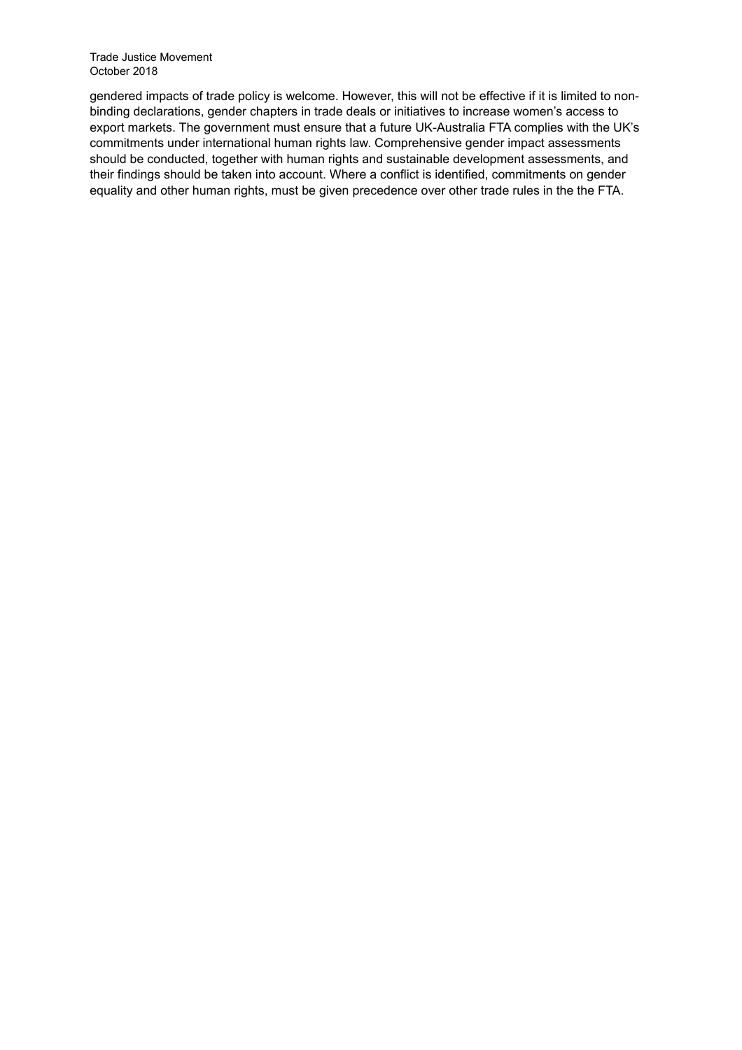gendered impacts of trade policy is welcome. However, this will not be effective if it is limited to non-binding declarations, gender chapters in trade deals or initiatives to increase women's access to export markets. The government must ensure that a future UK-Australia FTA complies with the UK's commitments under international human rights law. Comprehensive gender impact assessments should be conducted, together with human rights and sustainable development assessments, and their findings should be taken into account. Where a conflict is identified, commitments on gender equality and other human rights, must be given precedence over other trade rules in the the FTA.